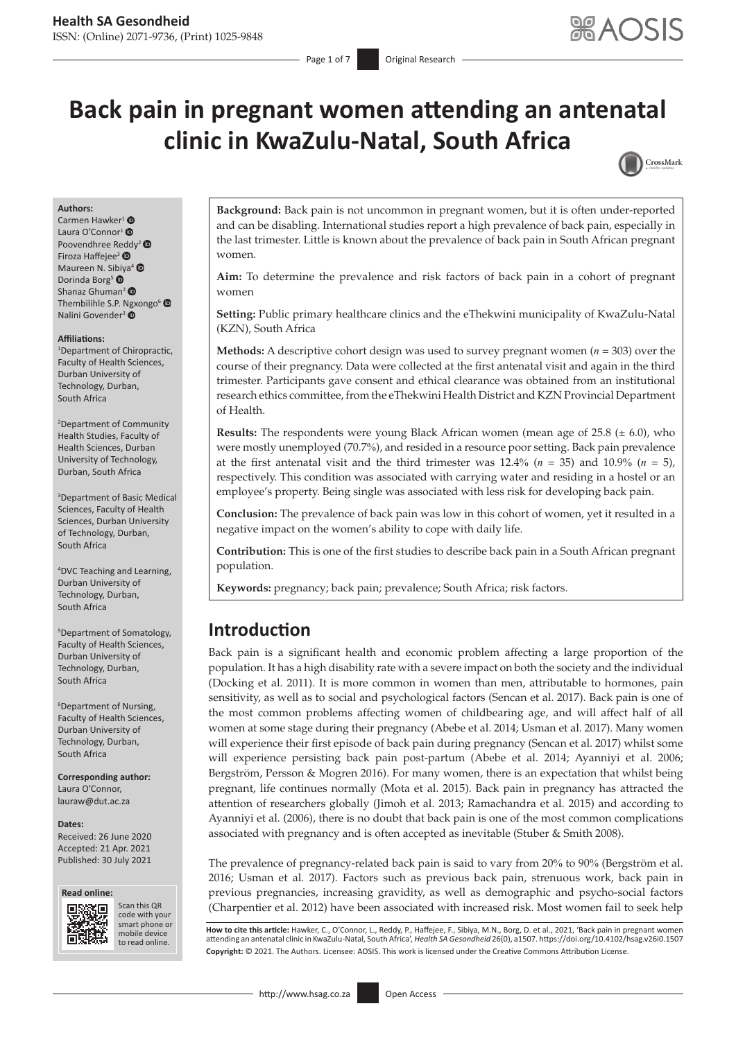# Back pain in pregnant women attending an antenatal clinic in KwaZulu-Natal, South Africa

**Authors:**
Carmen Hawker[1]
Laura O'Connor[1]
Poovendhree Reddy[2]
Firoza Haffejee[3]
Maureen N. Sibiya[4]
Dorinda Borg[5]
Shanaz Ghuman[2]
Thembilihle S.P. Ngxongo[6]
Nalini Govender[3]

**Affiliations:**
[1]Department of Chiropractic, Faculty of Health Sciences, Durban University of Technology, Durban, South Africa

[2]Department of Community Health Studies, Faculty of Health Sciences, Durban University of Technology, Durban, South Africa

[3]Department of Basic Medical Sciences, Faculty of Health Sciences, Durban University of Technology, Durban, South Africa

[4]DVC Teaching and Learning, Durban University of Technology, Durban, South Africa

[5]Department of Somatology, Faculty of Health Sciences, Durban University of Technology, Durban, South Africa

[6]Department of Nursing, Faculty of Health Sciences, Durban University of Technology, Durban, South Africa

**Corresponding author:**
Laura O'Connor,
lauraw@dut.ac.za

**Dates:**
Received: 26 June 2020
Accepted: 21 Apr. 2021
Published: 30 July 2021

**Read online:**
Scan this QR code with your smart phone or mobile device to read online.

**Background:** Back pain is not uncommon in pregnant women, but it is often under-reported and can be disabling. International studies report a high prevalence of back pain, especially in the last trimester. Little is known about the prevalence of back pain in South African pregnant women.

**Aim:** To determine the prevalence and risk factors of back pain in a cohort of pregnant women

**Setting:** Public primary healthcare clinics and the eThekwini municipality of KwaZulu-Natal (KZN), South Africa

**Methods:** A descriptive cohort design was used to survey pregnant women (*n* = 303) over the course of their pregnancy. Data were collected at the first antenatal visit and again in the third trimester. Participants gave consent and ethical clearance was obtained from an institutional research ethics committee, from the eThekwini Health District and KZN Provincial Department of Health.

**Results:** The respondents were young Black African women (mean age of 25.8 (± 6.0), who were mostly unemployed (70.7%), and resided in a resource poor setting. Back pain prevalence at the first antenatal visit and the third trimester was 12.4% (*n* = 35) and 10.9% (*n* = 5), respectively. This condition was associated with carrying water and residing in a hostel or an employee's property. Being single was associated with less risk for developing back pain.

**Conclusion:** The prevalence of back pain was low in this cohort of women, yet it resulted in a negative impact on the women's ability to cope with daily life.

**Contribution:** This is one of the first studies to describe back pain in a South African pregnant population.

**Keywords:** pregnancy; back pain; prevalence; South Africa; risk factors.

## Introduction

Back pain is a significant health and economic problem affecting a large proportion of the population. It has a high disability rate with a severe impact on both the society and the individual (Docking et al. 2011). It is more common in women than men, attributable to hormones, pain sensitivity, as well as to social and psychological factors (Sencan et al. 2017). Back pain is one of the most common problems affecting women of childbearing age, and will affect half of all women at some stage during their pregnancy (Abebe et al. 2014; Usman et al. 2017). Many women will experience their first episode of back pain during pregnancy (Sencan et al. 2017) whilst some will experience persisting back pain post-partum (Abebe et al. 2014; Ayanniyi et al. 2006; Bergström, Persson & Mogren 2016). For many women, there is an expectation that whilst being pregnant, life continues normally (Mota et al. 2015). Back pain in pregnancy has attracted the attention of researchers globally (Jimoh et al. 2013; Ramachandra et al. 2015) and according to Ayanniyi et al. (2006), there is no doubt that back pain is one of the most common complications associated with pregnancy and is often accepted as inevitable (Stuber & Smith 2008).

The prevalence of pregnancy-related back pain is said to vary from 20% to 90% (Bergström et al. 2016; Usman et al. 2017). Factors such as previous back pain, strenuous work, back pain in previous pregnancies, increasing gravidity, as well as demographic and psycho-social factors (Charpentier et al. 2012) have been associated with increased risk. Most women fail to seek help

**How to cite this article:** Hawker, C., O'Connor, L., Reddy, P., Haffejee, F., Sibiya, M.N., Borg, D. et al., 2021, 'Back pain in pregnant women attending an antenatal clinic in KwaZulu-Natal, South Africa', *Health SA Gesondheid* 26(0), a1507. https://doi.org/10.4102/hsag.v26i0.1507

**Copyright:** © 2021. The Authors. Licensee: AOSIS. This work is licensed under the Creative Commons Attribution License.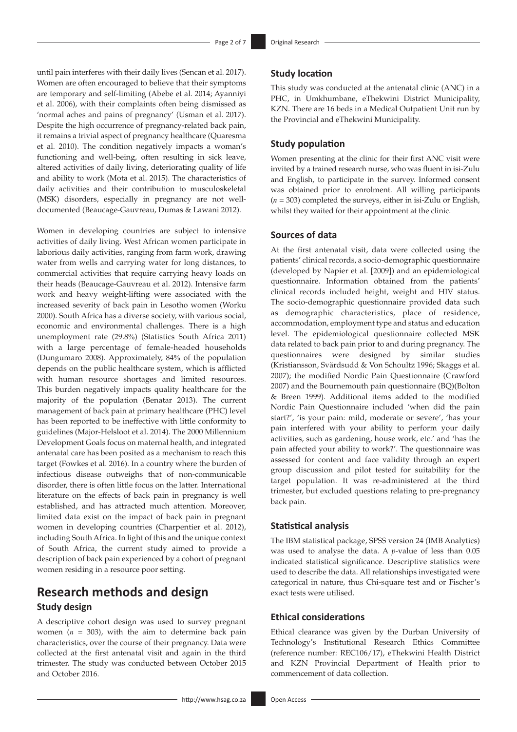until pain interferes with their daily lives (Sencan et al. 2017). Women are often encouraged to believe that their symptoms are temporary and self-limiting (Abebe et al. 2014; Ayanniyi et al. 2006), with their complaints often being dismissed as 'normal aches and pains of pregnancy' (Usman et al. 2017). Despite the high occurrence of pregnancy-related back pain, it remains a trivial aspect of pregnancy healthcare (Quaresma et al. 2010). The condition negatively impacts a woman's functioning and well-being, often resulting in sick leave, altered activities of daily living, deteriorating quality of life and ability to work (Mota et al. 2015). The characteristics of daily activities and their contribution to musculoskeletal (MSK) disorders, especially in pregnancy are not well-documented (Beaucage-Gauvreau, Dumas & Lawani 2012).

Women in developing countries are subject to intensive activities of daily living. West African women participate in laborious daily activities, ranging from farm work, drawing water from wells and carrying water for long distances, to commercial activities that require carrying heavy loads on their heads (Beaucage-Gauvreau et al. 2012). Intensive farm work and heavy weight-lifting were associated with the increased severity of back pain in Lesotho women (Worku 2000). South Africa has a diverse society, with various social, economic and environmental challenges. There is a high unemployment rate (29.8%) (Statistics South Africa 2011) with a large percentage of female-headed households (Dungumaro 2008). Approximately, 84% of the population depends on the public healthcare system, which is afflicted with human resource shortages and limited resources. This burden negatively impacts quality healthcare for the majority of the population (Benatar 2013). The current management of back pain at primary healthcare (PHC) level has been reported to be ineffective with little conformity to guidelines (Major-Helsloot et al. 2014). The 2000 Millennium Development Goals focus on maternal health, and integrated antenatal care has been posited as a mechanism to reach this target (Fowkes et al. 2016). In a country where the burden of infectious disease outweighs that of non-communicable disorder, there is often little focus on the latter. International literature on the effects of back pain in pregnancy is well established, and has attracted much attention. Moreover, limited data exist on the impact of back pain in pregnant women in developing countries (Charpentier et al. 2012), including South Africa. In light of this and the unique context of South Africa, the current study aimed to provide a description of back pain experienced by a cohort of pregnant women residing in a resource poor setting.

# Research methods and design

## Study design

A descriptive cohort design was used to survey pregnant women ($n$ = 303), with the aim to determine back pain characteristics, over the course of their pregnancy. Data were collected at the first antenatal visit and again in the third trimester. The study was conducted between October 2015 and October 2016.

## Study location

This study was conducted at the antenatal clinic (ANC) in a PHC, in Umkhumbane, eThekwini District Municipality, KZN. There are 16 beds in a Medical Outpatient Unit run by the Provincial and eThekwini Municipality.

## Study population

Women presenting at the clinic for their first ANC visit were invited by a trained research nurse, who was fluent in isi-Zulu and English, to participate in the survey. Informed consent was obtained prior to enrolment. All willing participants ($n$ = 303) completed the surveys, either in isi-Zulu or English, whilst they waited for their appointment at the clinic.

## Sources of data

At the first antenatal visit, data were collected using the patients' clinical records, a socio-demographic questionnaire (developed by Napier et al. [2009]) and an epidemiological questionnaire. Information obtained from the patients' clinical records included height, weight and HIV status. The socio-demographic questionnaire provided data such as demographic characteristics, place of residence, accommodation, employment type and status and education level. The epidemiological questionnaire collected MSK data related to back pain prior to and during pregnancy. The questionnaires were designed by similar studies (Kristiansson, Svärdsudd & Von Schoultz 1996; Skaggs et al. 2007); the modified Nordic Pain Questionnaire (Crawford 2007) and the Bournemouth pain questionnaire (BQ)(Bolton & Breen 1999). Additional items added to the modified Nordic Pain Questionnaire included 'when did the pain start?', 'is your pain: mild, moderate or severe', 'has your pain interfered with your ability to perform your daily activities, such as gardening, house work, etc.' and 'has the pain affected your ability to work?'. The questionnaire was assessed for content and face validity through an expert group discussion and pilot tested for suitability for the target population. It was re-administered at the third trimester, but excluded questions relating to pre-pregnancy back pain.

## Statistical analysis

The IBM statistical package, SPSS version 24 (IMB Analytics) was used to analyse the data. A $p$-value of less than 0.05 indicated statistical significance. Descriptive statistics were used to describe the data. All relationships investigated were categorical in nature, thus Chi-square test and or Fischer's exact tests were utilised.

## Ethical considerations

Ethical clearance was given by the Durban University of Technology's Institutional Research Ethics Committee (reference number: REC106/17), eThekwini Health District and KZN Provincial Department of Health prior to commencement of data collection.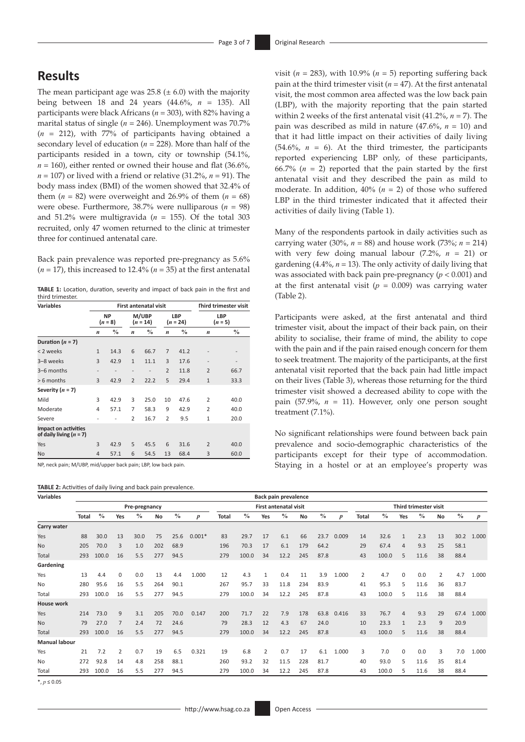## Results

The mean participant age was 25.8 (± 6.0) with the majority being between 18 and 24 years (44.6%, *n* = 135). All participants were black Africans (*n* = 303), with 82% having a marital status of single (*n* = 246). Unemployment was 70.7% (*n* = 212), with 77% of participants having obtained a secondary level of education (*n* = 228). More than half of the participants resided in a town, city or township (54.1%, *n* = 160), either rented or owned their house and flat (36.6%, *n* = 107) or lived with a friend or relative (31.2%, *n* = 91). The body mass index (BMI) of the women showed that 32.4% of them (*n* = 82) were overweight and 26.9% of them (*n* = 68) were obese. Furthermore, 38.7% were nulliparous (*n* = 98) and 51.2% were multigravida (*n* = 155). Of the total 303 recruited, only 47 women returned to the clinic at trimester three for continued antenatal care.

Back pain prevalence was reported pre-pregnancy as 5.6% (*n* = 17), this increased to 12.4% (*n* = 35) at the first antenatal visit (*n* = 283), with 10.9% (*n* = 5) reporting suffering back pain at the third trimester visit (*n* = 47). At the first antenatal visit, the most common area affected was the low back pain (LBP), with the majority reporting that the pain started within 2 weeks of the first antenatal visit (41.2%, *n* = 7). The pain was described as mild in nature (47.6%, *n* = 10) and that it had little impact on their activities of daily living (54.6%, *n* = 6). At the third trimester, the participants reported experiencing LBP only, of these participants, 66.7% (*n* = 2) reported that the pain started by the first antenatal visit and they described the pain as mild to moderate. In addition, 40% (*n* = 2) of those who suffered LBP in the third trimester indicated that it affected their activities of daily living (Table 1).

**TABLE 1:** Location, duration, severity and impact of back pain in the first and third trimester.

| Variables | First antenatal visit | | | | | | Third trimester visit | |
|---|---|---|---|---|---|---|---|---|
| | NP (*n* = 8) | | M/UBP (*n* = 14) | | LBP (*n* = 24) | | LBP (*n* = 5) | |
| | *n* | % | *n* | % | *n* | % | *n* | % |
| **Duration (*n* = 7)** | | | | | | | | |
| < 2 weeks | 1 | 14.3 | 6 | 66.7 | 7 | 41.2 | - | - |
| 3–8 weeks | 3 | 42.9 | 1 | 11.1 | 3 | 17.6 | - | - |
| 3–6 months | - | - | - | - | 2 | 11.8 | 2 | 66.7 |
| > 6 months | 3 | 42.9 | 2 | 22.2 | 5 | 29.4 | 1 | 33.3 |
| **Severity (*n* = 7)** | | | | | | | | |
| Mild | 3 | 42.9 | 3 | 25.0 | 10 | 47.6 | 2 | 40.0 |
| Moderate | 4 | 57.1 | 7 | 58.3 | 9 | 42.9 | 2 | 40.0 |
| Severe | - | - | 2 | 16.7 | 2 | 9.5 | 1 | 20.0 |
| **Impact on activities of daily living (*n* = 7)** | | | | | | | | |
| Yes | 3 | 42.9 | 5 | 45.5 | 6 | 31.6 | 2 | 40.0 |
| No | 4 | 57.1 | 6 | 54.5 | 13 | 68.4 | 3 | 60.0 |

NP, neck pain; M/UBP, mid/upper back pain; LBP, low back pain.

Many of the respondents partook in daily activities such as carrying water (30%, *n* = 88) and house work (73%; *n* = 214) with very few doing manual labour (7.2%, *n* = 21) or gardening (4.4%, *n* = 13). The only activity of daily living that was associated with back pain pre-pregnancy ($p < 0.001$) and at the first antenatal visit ($p = 0.009$) was carrying water (Table 2).

Participants were asked, at the first antenatal and third trimester visit, about the impact of their back pain, on their ability to socialise, their frame of mind, the ability to cope with the pain and if the pain raised enough concern for them to seek treatment. The majority of the participants, at the first antenatal visit reported that the back pain had little impact on their lives (Table 3), whereas those returning for the third trimester visit showed a decreased ability to cope with the pain (57.9%, *n* = 11). However, only one person sought treatment (7.1%).

No significant relationships were found between back pain prevalence and socio-demographic characteristics of the participants except for their type of accommodation. Staying in a hostel or at an employee's property was

**TABLE 2:** Activities of daily living and back pain prevalence.

| Variables | Back pain prevalence | | | | | | | | | | | | | | | | | | | | |
|---|---|---|---|---|---|---|---|---|---|---|---|---|---|---|---|---|---|---|---|---|---|
| | Pre-pregnancy | | | | | | | First antenatal visit | | | | | | | Third trimester visit | | | | | | |
| | Total | % | Yes | % | No | % | *p* | Total | % | Yes | % | No | % | *p* | Total | % | Yes | % | No | % | *p* |
| **Carry water** | | | | | | | | | | | | | | | | | | | | | |
| Yes | 88 | 30.0 | 13 | 30.0 | 75 | 25.6 | 0.001* | 83 | 29.7 | 17 | 6.1 | 66 | 23.7 | 0.009 | 14 | 32.6 | 1 | 2.3 | 13 | 30.2 | 1.000 |
| No | 205 | 70.0 | 3 | 1.0 | 202 | 68.9 | | 196 | 70.3 | 17 | 6.1 | 179 | 64.2 | | 29 | 67.4 | 4 | 9.3 | 25 | 58.1 | |
| Total | 293 | 100.0 | 16 | 5.5 | 277 | 94.5 | | 279 | 100.0 | 34 | 12.2 | 245 | 87.8 | | 43 | 100.0 | 5 | 11.6 | 38 | 88.4 | |
| **Gardening** | | | | | | | | | | | | | | | | | | | | | |
| Yes | 13 | 4.4 | 0 | 0.0 | 13 | 4.4 | 1.000 | 12 | 4.3 | 1 | 0.4 | 11 | 3.9 | 1.000 | 2 | 4.7 | 0 | 0.0 | 2 | 4.7 | 1.000 |
| No | 280 | 95.6 | 16 | 5.5 | 264 | 90.1 | | 267 | 95.7 | 33 | 11.8 | 234 | 83.9 | | 41 | 95.3 | 5 | 11.6 | 36 | 83.7 | |
| Total | 293 | 100.0 | 16 | 5.5 | 277 | 94.5 | | 279 | 100.0 | 34 | 12.2 | 245 | 87.8 | | 43 | 100.0 | 5 | 11.6 | 38 | 88.4 | |
| **House work** | | | | | | | | | | | | | | | | | | | | | |
| Yes | 214 | 73.0 | 9 | 3.1 | 205 | 70.0 | 0.147 | 200 | 71.7 | 22 | 7.9 | 178 | 63.8 | 0.416 | 33 | 76.7 | 4 | 9.3 | 29 | 67.4 | 1.000 |
| No | 79 | 27.0 | 7 | 2.4 | 72 | 24.6 | | 79 | 28.3 | 12 | 4.3 | 67 | 24.0 | | 10 | 23.3 | 1 | 2.3 | 9 | 20.9 | |
| Total | 293 | 100.0 | 16 | 5.5 | 277 | 94.5 | | 279 | 100.0 | 34 | 12.2 | 245 | 87.8 | | 43 | 100.0 | 5 | 11.6 | 38 | 88.4 | |
| **Manual labour** | | | | | | | | | | | | | | | | | | | | | |
| Yes | 21 | 7.2 | 2 | 0.7 | 19 | 6.5 | 0.321 | 19 | 6.8 | 2 | 0.7 | 17 | 6.1 | 1.000 | 3 | 7.0 | 0 | 0.0 | 3 | 7.0 | 1.000 |
| No | 272 | 92.8 | 14 | 4.8 | 258 | 88.1 | | 260 | 93.2 | 32 | 11.5 | 228 | 81.7 | | 40 | 93.0 | 5 | 11.6 | 35 | 81.4 | |
| Total | 293 | 100.0 | 16 | 5.5 | 277 | 94.5 | | 279 | 100.0 | 34 | 12.2 | 245 | 87.8 | | 43 | 100.0 | 5 | 11.6 | 38 | 88.4 | |

*, $p \leq 0.05$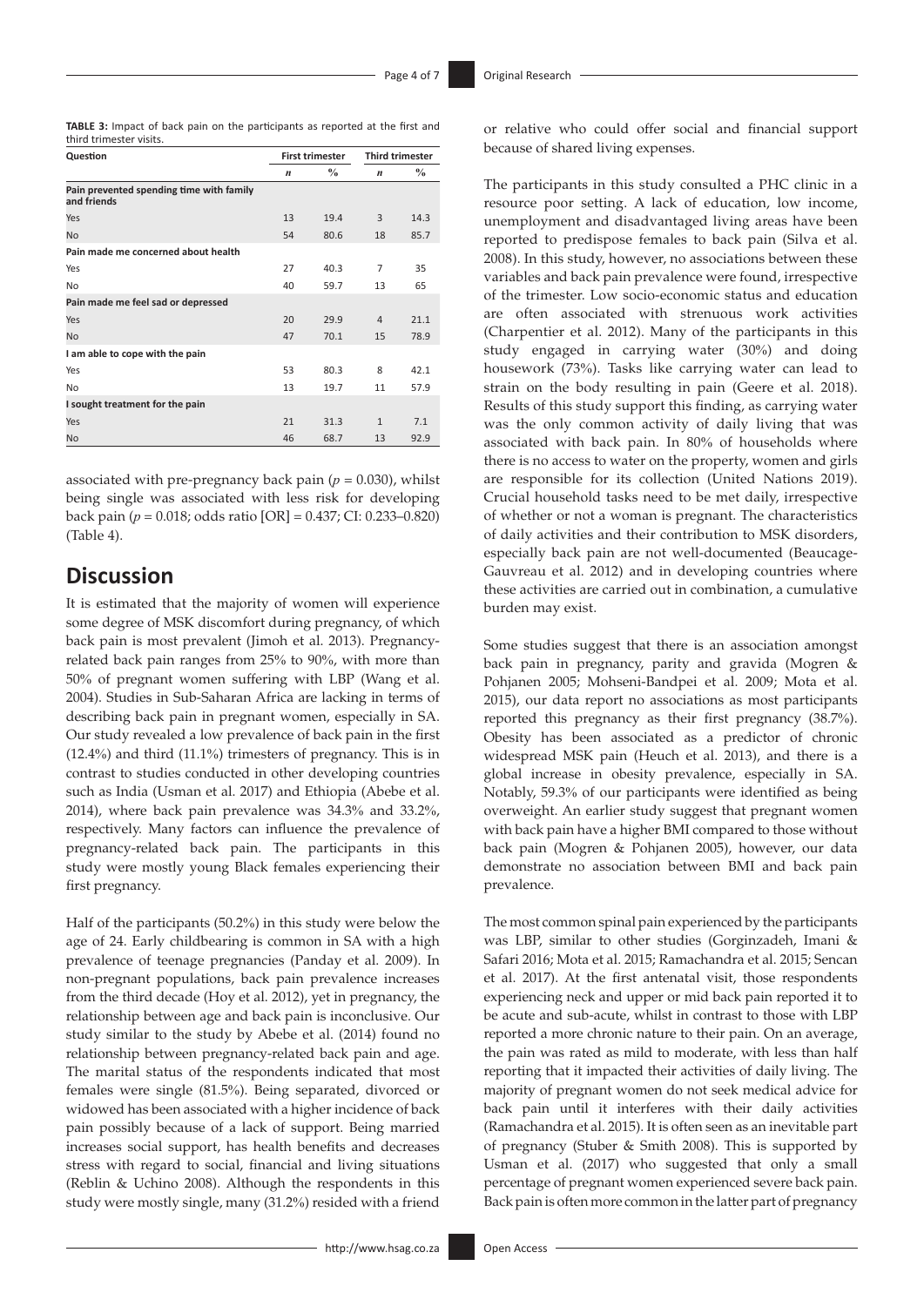**TABLE 3:** Impact of back pain on the participants as reported at the first and third trimester visits.

| Question | First trimester | | Third trimester | |
|---|---|---|---|---|
| | *n* | % | *n* | % |
| **Pain prevented spending time with family and friends** | | | | |
| Yes | 13 | 19.4 | 3 | 14.3 |
| No | 54 | 80.6 | 18 | 85.7 |
| **Pain made me concerned about health** | | | | |
| Yes | 27 | 40.3 | 7 | 35 |
| No | 40 | 59.7 | 13 | 65 |
| **Pain made me feel sad or depressed** | | | | |
| Yes | 20 | 29.9 | 4 | 21.1 |
| No | 47 | 70.1 | 15 | 78.9 |
| **I am able to cope with the pain** | | | | |
| Yes | 53 | 80.3 | 8 | 42.1 |
| No | 13 | 19.7 | 11 | 57.9 |
| **I sought treatment for the pain** | | | | |
| Yes | 21 | 31.3 | 1 | 7.1 |
| No | 46 | 68.7 | 13 | 92.9 |

associated with pre-pregnancy back pain ($p = 0.030$), whilst being single was associated with less risk for developing back pain ($p = 0.018$; odds ratio [OR] = 0.437; CI: 0.233–0.820) (Table 4).

## Discussion

It is estimated that the majority of women will experience some degree of MSK discomfort during pregnancy, of which back pain is most prevalent (Jimoh et al. 2013). Pregnancy-related back pain ranges from 25% to 90%, with more than 50% of pregnant women suffering with LBP (Wang et al. 2004). Studies in Sub-Saharan Africa are lacking in terms of describing back pain in pregnant women, especially in SA. Our study revealed a low prevalence of back pain in the first (12.4%) and third (11.1%) trimesters of pregnancy. This is in contrast to studies conducted in other developing countries such as India (Usman et al. 2017) and Ethiopia (Abebe et al. 2014), where back pain prevalence was 34.3% and 33.2%, respectively. Many factors can influence the prevalence of pregnancy-related back pain. The participants in this study were mostly young Black females experiencing their first pregnancy.

Half of the participants (50.2%) in this study were below the age of 24. Early childbearing is common in SA with a high prevalence of teenage pregnancies (Panday et al. 2009). In non-pregnant populations, back pain prevalence increases from the third decade (Hoy et al. 2012), yet in pregnancy, the relationship between age and back pain is inconclusive. Our study similar to the study by Abebe et al. (2014) found no relationship between pregnancy-related back pain and age. The marital status of the respondents indicated that most females were single (81.5%). Being separated, divorced or widowed has been associated with a higher incidence of back pain possibly because of a lack of support. Being married increases social support, has health benefits and decreases stress with regard to social, financial and living situations (Reblin & Uchino 2008). Although the respondents in this study were mostly single, many (31.2%) resided with a friend or relative who could offer social and financial support because of shared living expenses.

The participants in this study consulted a PHC clinic in a resource poor setting. A lack of education, low income, unemployment and disadvantaged living areas have been reported to predispose females to back pain (Silva et al. 2008). In this study, however, no associations between these variables and back pain prevalence were found, irrespective of the trimester. Low socio-economic status and education are often associated with strenuous work activities (Charpentier et al. 2012). Many of the participants in this study engaged in carrying water (30%) and doing housework (73%). Tasks like carrying water can lead to strain on the body resulting in pain (Geere et al. 2018). Results of this study support this finding, as carrying water was the only common activity of daily living that was associated with back pain. In 80% of households where there is no access to water on the property, women and girls are responsible for its collection (United Nations 2019). Crucial household tasks need to be met daily, irrespective of whether or not a woman is pregnant. The characteristics of daily activities and their contribution to MSK disorders, especially back pain are not well-documented (Beaucage-Gauvreau et al. 2012) and in developing countries where these activities are carried out in combination, a cumulative burden may exist.

Some studies suggest that there is an association amongst back pain in pregnancy, parity and gravida (Mogren & Pohjanen 2005; Mohseni-Bandpei et al. 2009; Mota et al. 2015), our data report no associations as most participants reported this pregnancy as their first pregnancy (38.7%). Obesity has been associated as a predictor of chronic widespread MSK pain (Heuch et al. 2013), and there is a global increase in obesity prevalence, especially in SA. Notably, 59.3% of our participants were identified as being overweight. An earlier study suggest that pregnant women with back pain have a higher BMI compared to those without back pain (Mogren & Pohjanen 2005), however, our data demonstrate no association between BMI and back pain prevalence.

The most common spinal pain experienced by the participants was LBP, similar to other studies (Gorginzadeh, Imani & Safari 2016; Mota et al. 2015; Ramachandra et al. 2015; Sencan et al. 2017). At the first antenatal visit, those respondents experiencing neck and upper or mid back pain reported it to be acute and sub-acute, whilst in contrast to those with LBP reported a more chronic nature to their pain. On an average, the pain was rated as mild to moderate, with less than half reporting that it impacted their activities of daily living. The majority of pregnant women do not seek medical advice for back pain until it interferes with their daily activities (Ramachandra et al. 2015). It is often seen as an inevitable part of pregnancy (Stuber & Smith 2008). This is supported by Usman et al. (2017) who suggested that only a small percentage of pregnant women experienced severe back pain. Back pain is often more common in the latter part of pregnancy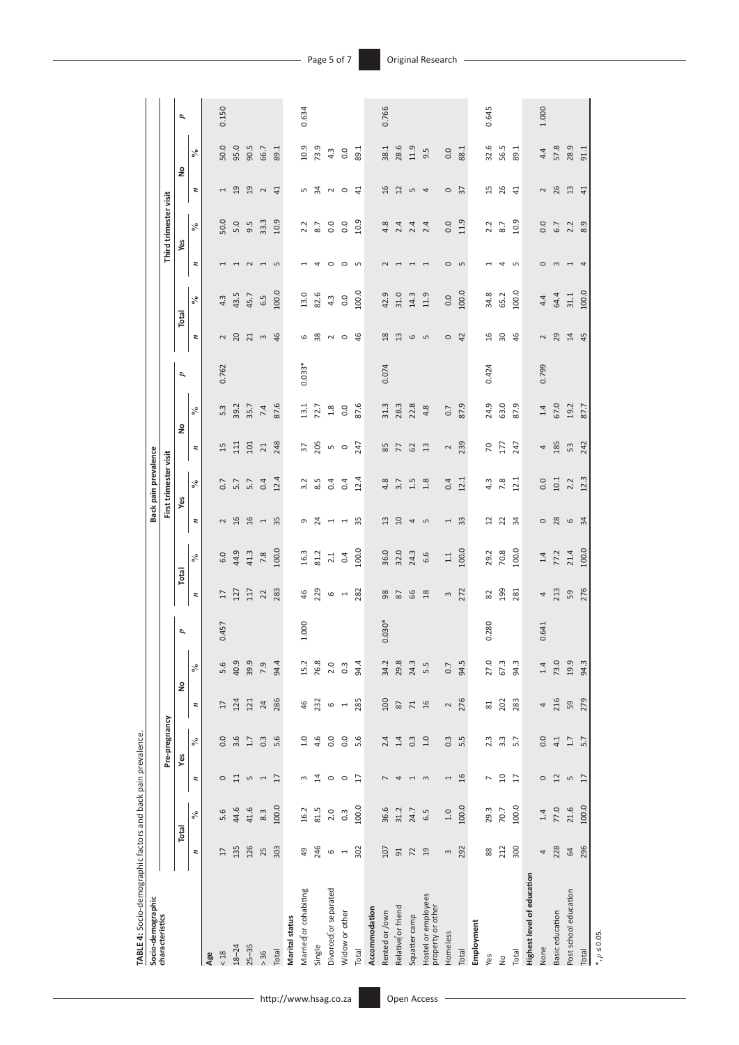**TABLE 4:** Socio-demographic factors and back pain prevalence.

| Socio-demographic characteristics | Back pain prevalence | | | | | | | | | | | | | | | | | | | | | | | | | | |
|---|---|---|---|---|---|---|---|---|---|---|---|---|---|---|---|---|---|---|---|---|---|---|---|---|---|---|---|
| | Pre-pregnancy | | | | | | | | | First trimester visit | | | | | | | | | Third trimester visit | | | | | | | | |
| | Total | | Yes | | No | | | | | Total | | Yes | | No | | | | | Total | | Yes | | No | | | | |
| | *n* | % | *n* | % | *n* | % | *p* | | | *n* | % | *n* | % | *n* | % | *p* | | | *n* | % | *n* | % | *n* | % | *p* | | |
| **Age** | | | | | | | | | | | | | | | | | | | | | | | | | | | |
| < 18 | 17 | 5.6 | 0 | 0.0 | 17 | 5.6 | 0.457 | | | 17 | 6.0 | 2 | 0.7 | 15 | 5.3 | 0.762 | | | 2 | 4.3 | 1 | 50.0 | 1 | 50.0 | 0.150 | | |
| 18–24 | 135 | 44.6 | 11 | 3.6 | 124 | 40.9 | | | | 127 | 44.9 | 16 | 5.7 | 111 | 39.2 | | | | 20 | 43.5 | 1 | 5.0 | 19 | 95.0 | | | |
| 25–35 | 126 | 41.6 | 5 | 1.7 | 121 | 39.9 | | | | 117 | 41.3 | 16 | 5.7 | 101 | 35.7 | | | | 21 | 45.7 | 2 | 9.5 | 19 | 90.5 | | | |
| > 36 | 25 | 8.3 | 1 | 0.3 | 24 | 7.9 | | | | 22 | 7.8 | 1 | 0.4 | 21 | 7.4 | | | | 3 | 6.5 | 1 | 33.3 | 2 | 66.7 | | | |
| Total | 303 | 100.0 | 17 | 5.6 | 286 | 94.4 | | | | 283 | 100.0 | 35 | 12.4 | 248 | 87.6 | | | | 46 | 100.0 | 5 | 10.9 | 41 | 89.1 | | | |
| **Marital status** | | | | | | | | | | | | | | | | | | | | | | | | | | | |
| Married or cohabiting | 49 | 16.2 | 3 | 1.0 | 46 | 15.2 | 1.000 | | | 46 | 16.3 | 9 | 3.2 | 37 | 13.1 | 0.033* | | | 6 | 13.0 | 1 | 2.2 | 5 | 10.9 | 0.634 | | |
| Single | 246 | 81.5 | 14 | 4.6 | 232 | 76.8 | | | | 229 | 81.2 | 24 | 8.5 | 205 | 72.7 | | | | 38 | 82.6 | 4 | 8.7 | 34 | 73.9 | | | |
| Divorced or separated | 6 | 2.0 | 0 | 0.0 | 6 | 2.0 | | | | 6 | 2.1 | 1 | 0.4 | 5 | 1.8 | | | | 2 | 4.3 | 0 | 0.0 | 2 | 4.3 | | | |
| Widow or other | 1 | 0.3 | 0 | 0.0 | 1 | 0.3 | | | | 1 | 0.4 | 1 | 0.4 | 0 | 0.0 | | | | 0 | 0.0 | 0 | 0.0 | 0 | 0.0 | | | |
| Total | 302 | 100.0 | 17 | 5.6 | 285 | 94.4 | | | | 282 | 100.0 | 35 | 12.4 | 247 | 87.6 | | | | 46 | 100.0 | 5 | 10.9 | 41 | 89.1 | | | |
| **Accommodation** | | | | | | | | | | | | | | | | | | | | | | | | | | | |
| Rented or own | 107 | 36.6 | 7 | 2.4 | 100 | 34.2 | 0.030* | | | 98 | 36.0 | 13 | 4.8 | 85 | 31.3 | 0.074 | | | 18 | 42.9 | 2 | 4.8 | 16 | 38.1 | 0.766 | | |
| Relative or friend | 91 | 31.2 | 4 | 1.4 | 87 | 29.8 | | | | 87 | 32.0 | 10 | 3.7 | 77 | 28.3 | | | | 13 | 31.0 | 1 | 2.4 | 12 | 28.6 | | | |
| Squatter camp | 72 | 24.7 | 1 | 0.3 | 71 | 24.3 | | | | 66 | 24.3 | 4 | 1.5 | 62 | 22.8 | | | | 6 | 14.3 | 1 | 2.4 | 5 | 11.9 | | | |
| Hostel or employees property or other | 19 | 6.5 | 3 | 1.0 | 16 | 5.5 | | | | 18 | 6.6 | 5 | 1.8 | 13 | 4.8 | | | | 5 | 11.9 | 1 | 2.4 | 4 | 9.5 | | | |
| Homeless | 3 | 1.0 | 1 | 0.3 | 2 | 0.7 | | | | 3 | 1.1 | 1 | 0.4 | 2 | 0.7 | | | | 0 | 0.0 | 0 | 0.0 | 0 | 0.0 | | | |
| Total | 292 | 100.0 | 16 | 5.5 | 276 | 94.5 | | | | 272 | 100.0 | 33 | 12.1 | 239 | 87.9 | | | | 42 | 100.0 | 5 | 11.9 | 37 | 88.1 | | | |
| **Employment** | | | | | | | | | | | | | | | | | | | | | | | | | | | |
| Yes | 88 | 29.3 | 7 | 2.3 | 81 | 27.0 | 0.280 | | | 82 | 29.2 | 12 | 4.3 | 70 | 24.9 | 0.424 | | | 16 | 34.8 | 1 | 2.2 | 15 | 32.6 | 0.645 | | |
| No | 212 | 70.7 | 10 | 3.3 | 202 | 67.3 | | | | 199 | 70.8 | 22 | 7.8 | 177 | 63.0 | | | | 30 | 65.2 | 4 | 8.7 | 26 | 56.5 | | | |
| Total | 300 | 100.0 | 17 | 5.7 | 283 | 94.3 | | | | 281 | 100.0 | 34 | 12.1 | 247 | 87.9 | | | | 46 | 100.0 | 5 | 10.9 | 41 | 89.1 | | | |
| **Highest level of education** | | | | | | | | | | | | | | | | | | | | | | | | | | | |
| None | 4 | 1.4 | 0 | 0.0 | 4 | 1.4 | 0.641 | | | 4 | 1.4 | 0 | 0.0 | 4 | 1.4 | 0.799 | | | 2 | 4.4 | 0 | 0.0 | 2 | 4.4 | 1.000 | | |
| Basic education | 228 | 77.0 | 12 | 4.1 | 216 | 73.0 | | | | 213 | 77.2 | 28 | 10.1 | 185 | 67.0 | | | | 29 | 64.4 | 3 | 6.7 | 26 | 57.8 | | | |
| Post school education | 64 | 21.6 | 5 | 1.7 | 59 | 19.9 | | | | 59 | 21.4 | 6 | 2.2 | 53 | 19.2 | | | | 14 | 31.1 | 1 | 2.2 | 13 | 28.9 | | | |
| Total | 296 | 100.0 | 17 | 5.7 | 279 | 94.3 | | | | 276 | 100.0 | 34 | 12.3 | 242 | 87.7 | | | | 45 | 100.0 | 4 | 8.9 | 41 | 91.1 | | | |

*, $p \leq 0.05$.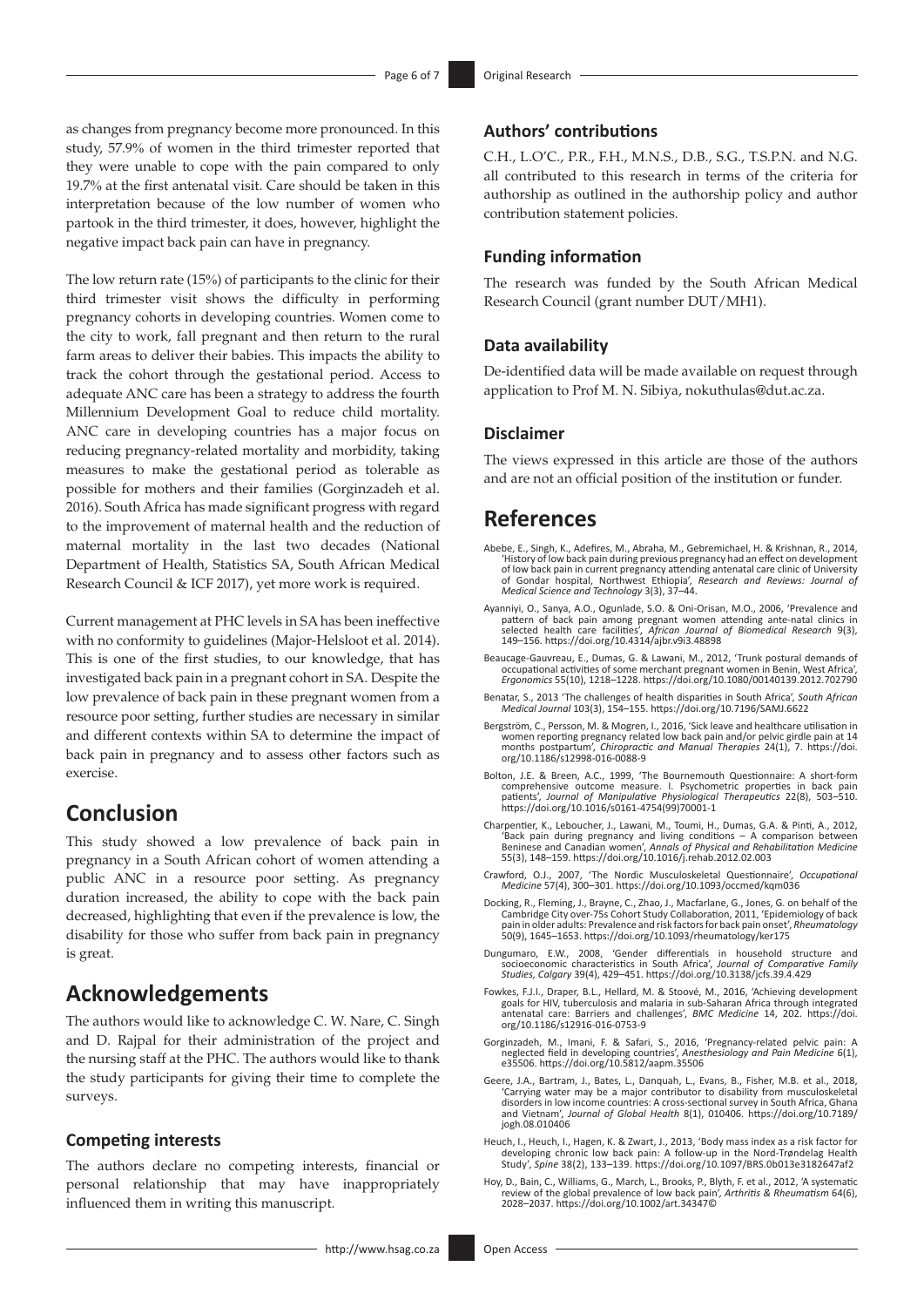as changes from pregnancy become more pronounced. In this study, 57.9% of women in the third trimester reported that they were unable to cope with the pain compared to only 19.7% at the first antenatal visit. Care should be taken in this interpretation because of the low number of women who partook in the third trimester, it does, however, highlight the negative impact back pain can have in pregnancy.

The low return rate (15%) of participants to the clinic for their third trimester visit shows the difficulty in performing pregnancy cohorts in developing countries. Women come to the city to work, fall pregnant and then return to the rural farm areas to deliver their babies. This impacts the ability to track the cohort through the gestational period. Access to adequate ANC care has been a strategy to address the fourth Millennium Development Goal to reduce child mortality. ANC care in developing countries has a major focus on reducing pregnancy-related mortality and morbidity, taking measures to make the gestational period as tolerable as possible for mothers and their families (Gorginzadeh et al. 2016). South Africa has made significant progress with regard to the improvement of maternal health and the reduction of maternal mortality in the last two decades (National Department of Health, Statistics SA, South African Medical Research Council & ICF 2017), yet more work is required.

Current management at PHC levels in SA has been ineffective with no conformity to guidelines (Major-Helsloot et al. 2014). This is one of the first studies, to our knowledge, that has investigated back pain in a pregnant cohort in SA. Despite the low prevalence of back pain in these pregnant women from a resource poor setting, further studies are necessary in similar and different contexts within SA to determine the impact of back pain in pregnancy and to assess other factors such as exercise.

# Conclusion

This study showed a low prevalence of back pain in pregnancy in a South African cohort of women attending a public ANC in a resource poor setting. As pregnancy duration increased, the ability to cope with the back pain decreased, highlighting that even if the prevalence is low, the disability for those who suffer from back pain in pregnancy is great.

# Acknowledgements

The authors would like to acknowledge C. W. Nare, C. Singh and D. Rajpal for their administration of the project and the nursing staff at the PHC. The authors would like to thank the study participants for giving their time to complete the surveys.

### Competing interests

The authors declare no competing interests, financial or personal relationship that may have inappropriately influenced them in writing this manuscript.

### Authors' contributions

C.H., L.O'C., P.R., F.H., M.N.S., D.B., S.G., T.S.P.N. and N.G. all contributed to this research in terms of the criteria for authorship as outlined in the authorship policy and author contribution statement policies.

### Funding information

The research was funded by the South African Medical Research Council (grant number DUT/MH1).

### Data availability

De-identified data will be made available on request through application to Prof M. N. Sibiya, nokuthulas@dut.ac.za.

### Disclaimer

The views expressed in this article are those of the authors and are not an official position of the institution or funder.

# References

Abebe, E., Singh, K., Adefires, M., Abraha, M., Gebremichael, H. & Krishnan, R., 2014, 'History of low back pain during previous pregnancy had an effect on development of low back pain in current pregnancy attending antenatal care clinic of University of Gondar hospital, Northwest Ethiopia', *Research and Reviews: Journal of Medical Science and Technology* 3(3), 37–44.

Ayanniyi, O., Sanya, A.O., Ogunlade, S.O. & Oni-Orisan, M.O., 2006, 'Prevalence and pattern of back pain among pregnant women attending ante-natal clinics in selected health care facilities', *African Journal of Biomedical Research* 9(3), 149–156. https://doi.org/10.4314/ajbr.v9i3.48898

Beaucage-Gauvreau, E., Dumas, G. & Lawani, M., 2012, 'Trunk postural demands of occupational activities of some merchant pregnant women in Benin, West Africa', *Ergonomics* 55(10), 1218–1228. https://doi.org/10.1080/00140139.2012.702790

Benatar, S., 2013 'The challenges of health disparities in South Africa', *South African Medical Journal* 103(3), 154–155. https://doi.org/10.7196/SAMJ.6622

Bergström, C., Persson, M. & Mogren, I., 2016, 'Sick leave and healthcare utilisation in women reporting pregnancy related low back pain and/or pelvic girdle pain at 14 months postpartum', *Chiropractic and Manual Therapies* 24(1), 7. https://doi.org/10.1186/s12998-016-0088-9

Bolton, J.E. & Breen, A.C., 1999, 'The Bournemouth Questionnaire: A short-form comprehensive outcome measure. I. Psychometric properties in back pain patients', *Journal of Manipulative Physiological Therapeutics* 22(8), 503–510. https://doi.org/10.1016/s0161-4754(99)70001-1

Charpentier, K., Leboucher, J., Lawani, M., Toumi, H., Dumas, G.A. & Pinti, A., 2012, 'Back pain during pregnancy and living conditions – A comparison between Beninese and Canadian women', *Annals of Physical and Rehabilitation Medicine* 55(3), 148–159. https://doi.org/10.1016/j.rehab.2012.02.003

Crawford, O.J., 2007, 'The Nordic Musculoskeletal Questionnaire', *Occupational Medicine* 57(4), 300–301. https://doi.org/10.1093/occmed/kqm036

Docking, R., Fleming, J., Brayne, C., Zhao, J., Macfarlane, G., Jones, G. on behalf of the Cambridge City over-75s Cohort Study Collaboration, 2011, 'Epidemiology of back pain in older adults: Prevalence and risk factors for back pain onset', *Rheumatology* 50(9), 1645–1653. https://doi.org/10.1093/rheumatology/ker175

Dungumaro, E.W., 2008, 'Gender differentials in household structure and socioeconomic characteristics in South Africa', *Journal of Comparative Family Studies, Calgary* 39(4), 429–451. https://doi.org/10.3138/jcfs.39.4.429

Fowkes, F.J.I., Draper, B.L., Hellard, M. & Stoové, M., 2016, 'Achieving development goals for HIV, tuberculosis and malaria in sub-Saharan Africa through integrated antenatal care: Barriers and challenges', *BMC Medicine* 14, 202. https://doi.org/10.1186/s12916-016-0753-9

Gorginzadeh, M., Imani, F. & Safari, S., 2016, 'Pregnancy-related pelvic pain: A neglected field in developing countries', *Anesthesiology and Pain Medicine* 6(1), e35506. https://doi.org/10.5812/aapm.35506

Geere, J.A., Bartram, J., Bates, L., Danquah, L., Evans, B., Fisher, M.B. et al., 2018, 'Carrying water may be a major contributor to disability from musculoskeletal disorders in low income countries: A cross-sectional survey in South Africa, Ghana and Vietnam', *Journal of Global Health* 8(1), 010406. https://doi.org/10.7189/jogh.08.010406

Heuch, I., Heuch, I., Hagen, K. & Zwart, J., 2013, 'Body mass index as a risk factor for developing chronic low back pain: A follow-up in the Nord-Trøndelag Health Study', *Spine* 38(2), 133–139. https://doi.org/10.1097/BRS.0b013e3182647af2

Hoy, D., Bain, C., Williams, G., March, L., Brooks, P., Blyth, F. et al., 2012, 'A systematic review of the global prevalence of low back pain', *Arthritis & Rheumatism* 64(6), 2028–2037. https://doi.org/10.1002/art.34347©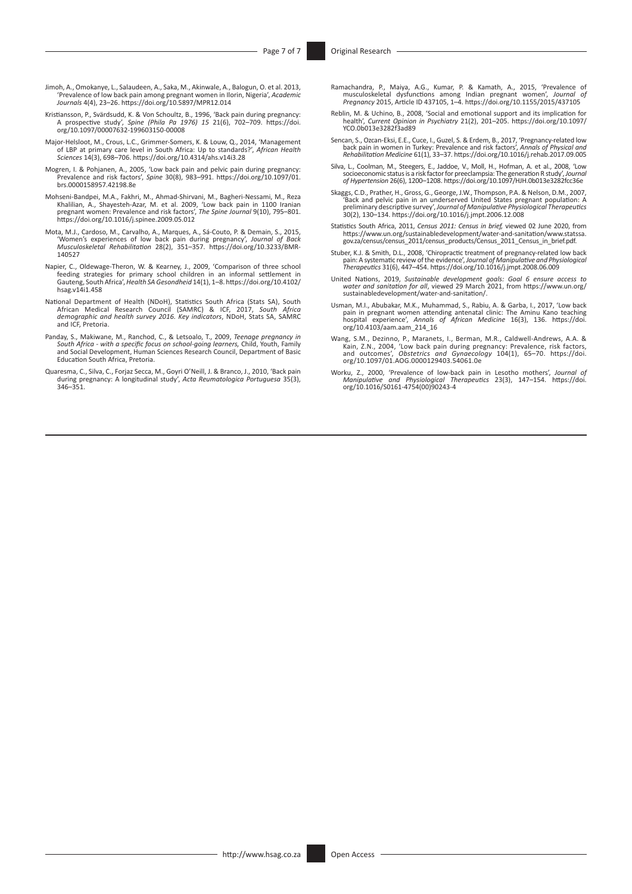Jimoh, A., Omokanye, L., Salaudeen, A., Saka, M., Akinwale, A., Balogun, O. et al. 2013, 'Prevalence of low back pain among pregnant women in Ilorin, Nigeria', *Academic Journals* 4(4), 23–26. https://doi.org/10.5897/MPR12.014

Kristiansson, P., Svärdsudd, K. & Von Schoultz, B., 1996, 'Back pain during pregnancy: A prospective study', *Spine (Phila Pa 1976) 15* 21(6), 702–709. https://doi.org/10.1097/00007632-199603150-00008

Major-Helsloot, M., Crous, L.C., Grimmer-Somers, K. & Louw, Q., 2014, 'Management of LBP at primary care level in South Africa: Up to standards?', *African Health Sciences* 14(3), 698–706. https://doi.org/10.4314/ahs.v14i3.28

Mogren, I. & Pohjanen, A., 2005, 'Low back pain and pelvic pain during pregnancy: Prevalence and risk factors', *Spine* 30(8), 983–991. https://doi.org/10.1097/01.brs.0000158957.42198.8e

Mohseni-Bandpei, M.A., Fakhri, M., Ahmad-Shirvani, M., Bagheri-Nessami, M., Reza Khalilian, A., Shayesteh-Azar, M. et al. 2009, 'Low back pain in 1100 Iranian pregnant women: Prevalence and risk factors', *The Spine Journal* 9(10), 795–801. https://doi.org/10.1016/j.spinee.2009.05.012

Mota, M.J., Cardoso, M., Carvalho, A., Marques, A., Sá-Couto, P. & Demain, S., 2015, 'Women's experiences of low back pain during pregnancy', *Journal of Back Musculoskeletal Rehabilitation* 28(2), 351–357. https://doi.org/10.3233/BMR-140527

Napier, C., Oldewage-Theron, W. & Kearney, J., 2009, 'Comparison of three school feeding strategies for primary school children in an informal settlement in Gauteng, South Africa', *Health SA Gesondheid* 14(1), 1–8. https://doi.org/10.4102/hsag.v14i1.458

National Department of Health (NDoH), Statistics South Africa (Stats SA), South African Medical Research Council (SAMRC) & ICF, 2017, *South Africa demographic and health survey 2016. Key indicators*, NDoH, Stats SA, SAMRC and ICF, Pretoria.

Panday, S., Makiwane, M., Ranchod, C., & Letsoalo, T., 2009, *Teenage pregnancy in South Africa - with a specific focus on school-going learners,* Child, Youth, Family and Social Development, Human Sciences Research Council, Department of Basic Education South Africa, Pretoria.

Quaresma, C., Silva, C., Forjaz Secca, M., Goyri O'Neill, J. & Branco, J., 2010, 'Back pain during pregnancy: A longitudinal study', *Acta Reumatologica Portuguesa* 35(3), 346–351.

Ramachandra, P., Maiya, A.G., Kumar, P. & Kamath, A., 2015, 'Prevalence of musculoskeletal dysfunctions among Indian pregnant women', *Journal of Pregnancy* 2015, Article ID 437105, 1–4. https://doi.org/10.1155/2015/437105

Reblin, M. & Uchino, B., 2008, 'Social and emotional support and its implication for health', *Current Opinion in Psychiatry* 21(2), 201–205. https://doi.org/10.1097/YCO.0b013e3282f3ad89

Sencan, S., Ozcan-Eksi, E.E., Cuce, I., Guzel, S. & Erdem, B., 2017, 'Pregnancy-related low back pain in women in Turkey: Prevalence and risk factors', *Annals of Physical and Rehabilitation Medicine* 61(1), 33–37. https://doi.org/10.1016/j.rehab.2017.09.005

Silva, L., Coolman, M., Steegers, E., Jaddoe, V., Moll, H., Hofman, A. et al., 2008, 'Low socioeconomic status is a risk factor for preeclampsia: The generation R study', *Journal of Hypertension* 26(6), 1200–1208. https://doi.org/10.1097/HJH.0b013e3282fcc36e

Skaggs, C.D., Prather, H., Gross, G., George, J.W., Thompson, P.A. & Nelson, D.M., 2007, 'Back and pelvic pain in an underserved United States pregnant population: A preliminary descriptive survey', *Journal of Manipulative Physiological Therapeutics* 30(2), 130–134. https://doi.org/10.1016/j.jmpt.2006.12.008

Statistics South Africa, 2011, *Census 2011: Census in brief,* viewed 02 June 2020, from https://www.un.org/sustainabledevelopment/water-and-sanitation/www.statssa.gov.za/census/census_2011/census_products/Census_2011_Census_in_brief.pdf.

Stuber, K.J. & Smith, D.L., 2008, 'Chiropractic treatment of pregnancy-related low back pain: A systematic review of the evidence', *Journal of Manipulative and Physiological Therapeutics* 31(6), 447–454. https://doi.org/10.1016/j.jmpt.2008.06.009

United Nations, 2019, *Sustainable development goals: Goal 6 ensure access to water and sanitation for all*, viewed 29 March 2021, from https://www.un.org/sustainabledevelopment/water-and-sanitation/.

Usman, M.I., Abubakar, M.K., Muhammad, S., Rabiu, A. & Garba, I., 2017, 'Low back pain in pregnant women attending antenatal clinic: The Aminu Kano teaching hospital experience', *Annals of African Medicine* 16(3), 136. https://doi.org/10.4103/aam.aam_214_16

Wang, S.M., Dezinno, P., Maranets, I., Berman, M.R., Caldwell-Andrews, A.A. & Kain, Z.N., 2004, 'Low back pain during pregnancy: Prevalence, risk factors, and outcomes', *Obstetrics and Gynaecology* 104(1), 65–70. https://doi.org/10.1097/01.AOG.0000129403.54061.0e

Worku, Z., 2000, 'Prevalence of low-back pain in Lesotho mothers', *Journal of Manipulative and Physiological Therapeutics* 23(3), 147–154. https://doi.org/10.1016/S0161-4754(00)90243-4